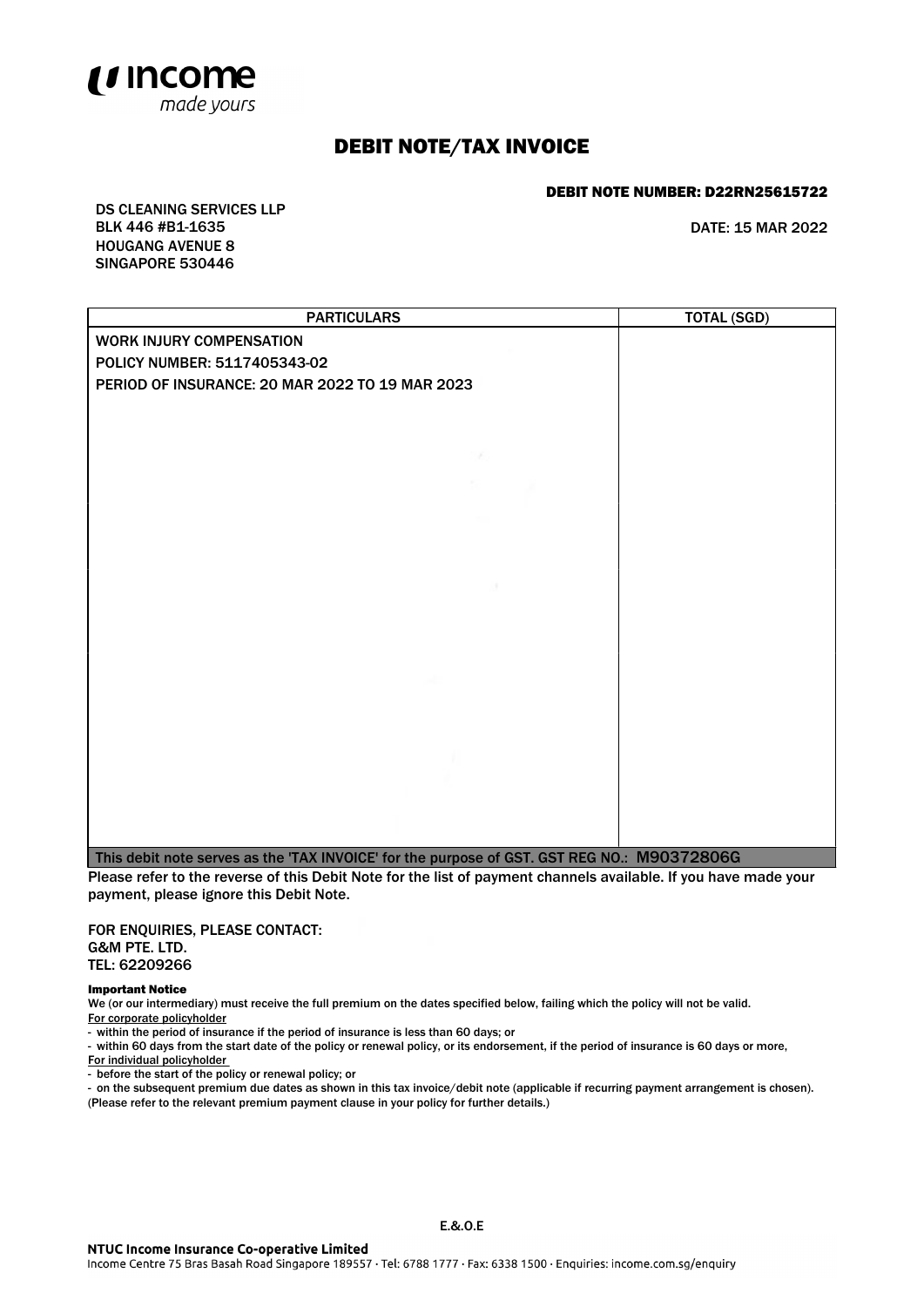# DEBIT NOTE/TAX INVOICE

**DEBIT NOTE NUMBER: D22RN25615722**

DS CLEANING SERVICES LLP
BLK 446 #B1-1635
HOUGANG AVENUE 8
SINGAPORE 530446

DATE: 15 MAR 2022

| PARTICULARS | TOTAL (SGD) |
|---|---|
| WORK INJURY COMPENSATION<br>POLICY NUMBER: 5117405343-02<br>PERIOD OF INSURANCE: 20 MAR 2022 TO 19 MAR 2023 | |

This debit note serves as the 'TAX INVOICE' for the purpose of GST. GST REG NO.: M90372806G

Please refer to the reverse of this Debit Note for the list of payment channels available. If you have made your payment, please ignore this Debit Note.

FOR ENQUIRIES, PLEASE CONTACT:
G&M PTE. LTD.
TEL: 62209266

**Important Notice**

We (or our intermediary) must receive the full premium on the dates specified below, failing which the policy will not be valid.

For corporate policyholder
- within the period of insurance if the period of insurance is less than 60 days; or
- within 60 days from the start date of the policy or renewal policy, or its endorsement, if the period of insurance is 60 days or more,

For individual policyholder
- before the start of the policy or renewal policy; or
- on the subsequent premium due dates as shown in this tax invoice/debit note (applicable if recurring payment arrangement is chosen).

(Please refer to the relevant premium payment clause in your policy for further details.)

E.&.O.E

**NTUC Income Insurance Co-operative Limited**
Income Centre 75 Bras Basah Road Singapore 189557 · Tel: 6788 1777 · Fax: 6338 1500 · Enquiries: income.com.sg/enquiry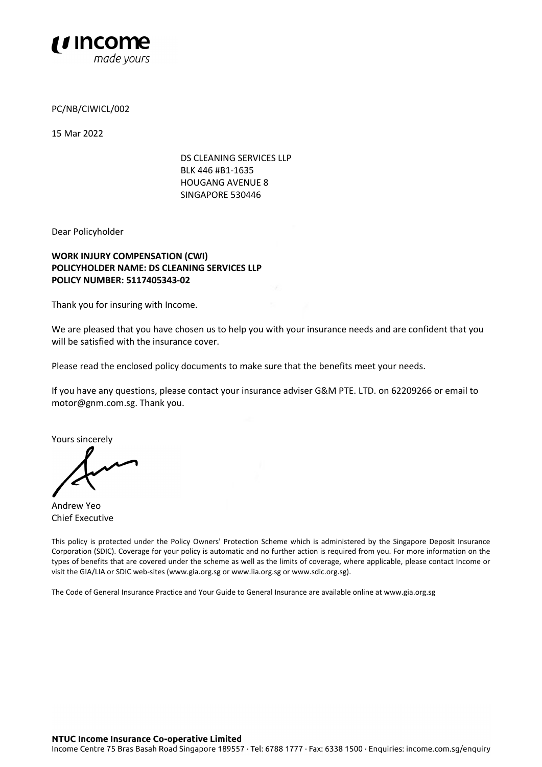PC/NB/CIWICL/002

15 Mar 2022

DS CLEANING SERVICES LLP
BLK 446 #B1-1635
HOUGANG AVENUE 8
SINGAPORE 530446

Dear Policyholder

**WORK INJURY COMPENSATION (CWI)**
**POLICYHOLDER NAME: DS CLEANING SERVICES LLP**
**POLICY NUMBER: 5117405343-02**

Thank you for insuring with Income.

We are pleased that you have chosen us to help you with your insurance needs and are confident that you will be satisfied with the insurance cover.

Please read the enclosed policy documents to make sure that the benefits meet your needs.

If you have any questions, please contact your insurance adviser G&M PTE. LTD. on 62209266 or email to motor@gnm.com.sg. Thank you.

Yours sincerely

Andrew Yeo
Chief Executive

This policy is protected under the Policy Owners' Protection Scheme which is administered by the Singapore Deposit Insurance Corporation (SDIC). Coverage for your policy is automatic and no further action is required from you. For more information on the types of benefits that are covered under the scheme as well as the limits of coverage, where applicable, please contact Income or visit the GIA/LIA or SDIC web-sites (www.gia.org.sg or www.lia.org.sg or www.sdic.org.sg).

The Code of General Insurance Practice and Your Guide to General Insurance are available online at www.gia.org.sg

**NTUC Income Insurance Co-operative Limited**
Income Centre 75 Bras Basah Road Singapore 189557 · Tel: 6788 1777 · Fax: 6338 1500 · Enquiries: income.com.sg/enquiry